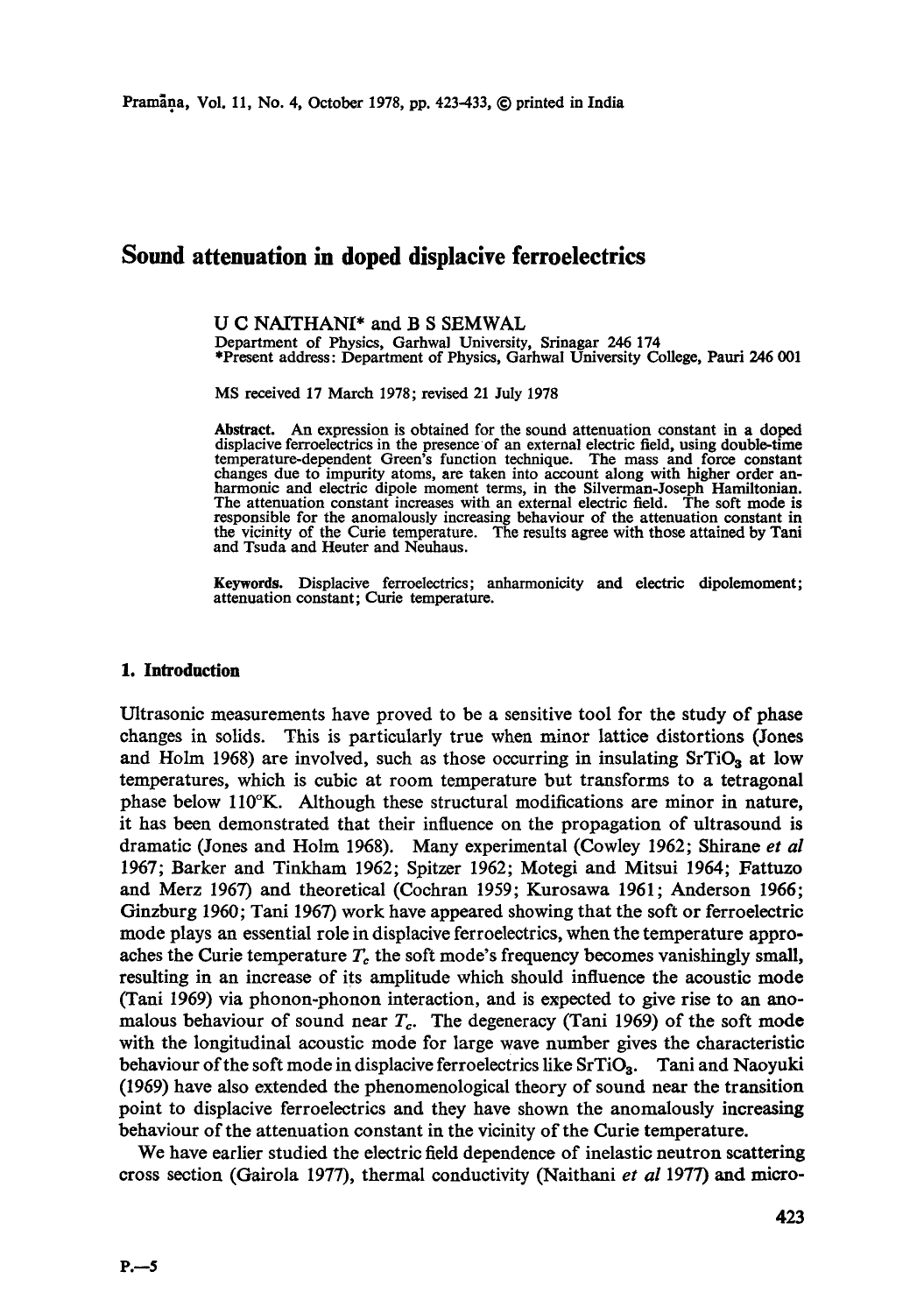# Sound attenuation in doped displacive ferroelectrics

U C NAITHANI* and B S SEMWAL

Department of Physics, Garhwal University, Srinagar 246 174

*Present address: Department of Physics, Garhwal University College, Pauri 246 001

MS received 17 March 1978; revised 21 July 1978

**Abstract.** An expression is obtained for the sound attenuation constant in a doped displacive ferroelectrics in the presence of an external electric field, using double-time temperature-dependent Green's function technique. The mass and force constant changes due to impurity atoms, are taken into account along with higher order anharmonic and electric dipole moment terms, in the Silverman-Joseph Hamiltonian. The attenuation constant increases with an external electric field. The soft mode is responsible for the anomalously increasing behaviour of the attenuation constant in the vicinity of the Curie temperature. The results agree with those attained by Tani and Tsuda and Heuter and Neuhaus.

**Keywords.** Displacive ferroelectrics; anharmonicity and electric dipolemoment; attenuation constant; Curie temperature.

## 1. Introduction

Ultrasonic measurements have proved to be a sensitive tool for the study of phase changes in solids. This is particularly true when minor lattice distortions (Jones and Holm 1968) are involved, such as those occurring in insulating $SrTiO_3$ at low temperatures, which is cubic at room temperature but transforms to a tetragonal phase below 110°K. Although these structural modifications are minor in nature, it has been demonstrated that their influence on the propagation of ultrasound is dramatic (Jones and Holm 1968). Many experimental (Cowley 1962; Shirane *et al* 1967; Barker and Tinkham 1962; Spitzer 1962; Motegi and Mitsui 1964; Fattuzo and Merz 1967) and theoretical (Cochran 1959; Kurosawa 1961; Anderson 1966; Ginzburg 1960; Tani 1967) work have appeared showing that the soft or ferroelectric mode plays an essential role in displacive ferroelectrics, when the temperature approaches the Curie temperature $T_c$ the soft mode's frequency becomes vanishingly small, resulting in an increase of its amplitude which should influence the acoustic mode (Tani 1969) via phonon-phonon interaction, and is expected to give rise to an anomalous behaviour of sound near $T_c$. The degeneracy (Tani 1969) of the soft mode with the longitudinal acoustic mode for large wave number gives the characteristic behaviour of the soft mode in displacive ferroelectrics like $SrTiO_3$. Tani and Naoyuki (1969) have also extended the phenomenological theory of sound near the transition point to displacive ferroelectrics and they have shown the anomalously increasing behaviour of the attenuation constant in the vicinity of the Curie temperature.

We have earlier studied the electric field dependence of inelastic neutron scattering cross section (Gairola 1977), thermal conductivity (Naithani *et al* 1977) and micro-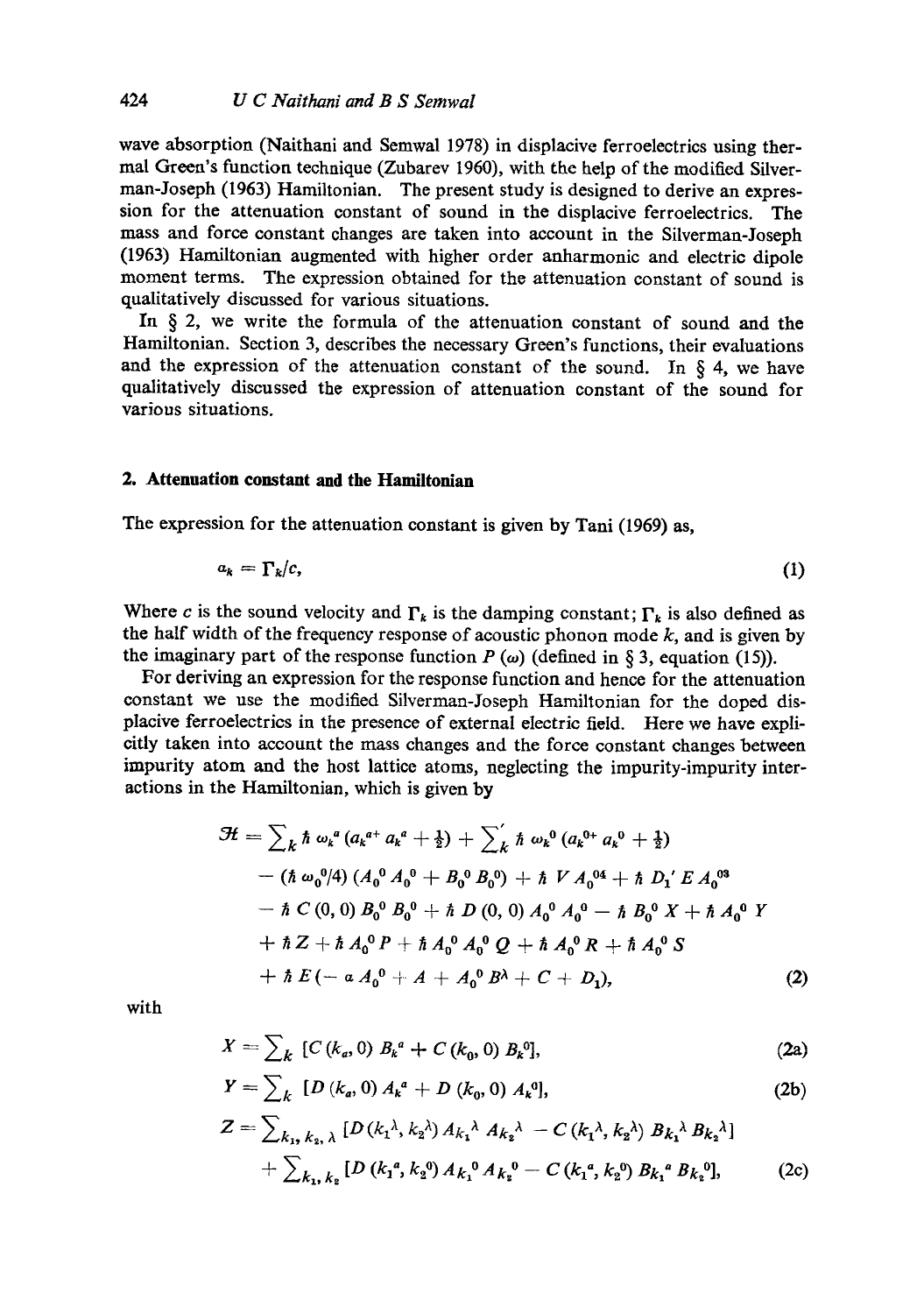wave absorption (Naithani and Semwal 1978) in displacive ferroelectrics using thermal Green's function technique (Zubarev 1960), with the help of the modified Silverman-Joseph (1963) Hamiltonian. The present study is designed to derive an expression for the attenuation constant of sound in the displacive ferroelectrics. The mass and force constant changes are taken into account in the Silverman-Joseph (1963) Hamiltonian augmented with higher order anharmonic and electric dipole moment terms. The expression obtained for the attenuation constant of sound is qualitatively discussed for various situations.

In § 2, we write the formula of the attenuation constant of sound and the Hamiltonian. Section 3, describes the necessary Green's functions, their evaluations and the expression of the attenuation constant of the sound. In § 4, we have qualitatively discussed the expression of attenuation constant of the sound for various situations.

## 2. Attenuation constant and the Hamiltonian

The expression for the attenuation constant is given by Tani (1969) as,

$$a_k = \Gamma_k / c, \tag{1}$$

Where $c$ is the sound velocity and $\Gamma_k$ is the damping constant; $\Gamma_k$ is also defined as the half width of the frequency response of acoustic phonon mode $k$, and is given by the imaginary part of the response function $P(\omega)$ (defined in § 3, equation (15)).

For deriving an expression for the response function and hence for the attenuation constant we use the modified Silverman-Joseph Hamiltonian for the doped displacive ferroelectrics in the presence of external electric field. Here we have explicitly taken into account the mass changes and the force constant changes between impurity atom and the host lattice atoms, neglecting the impurity-impurity interactions in the Hamiltonian, which is given by

$$
\begin{aligned}
\mathcal{H} = {} & \sum_k \hbar\, \omega_k^a (a_k^{a+} a_k^a + \tfrac{1}{2}) + \sum_k{}' \hbar\, \omega_k^0 (a_k^{0+} a_k^0 + \tfrac{1}{2}) \\
& - (\hbar\, \omega_0^0/4)(A_0^0 A_0^0 + B_0^0 B_0^0) + \hbar\, V A_0^{04} + \hbar\, D_1' E A_0^{03} \\
& - \hbar\, C(0,0) B_0^0 B_0^0 + \hbar\, D(0,0) A_0^0 A_0^0 - \hbar\, B_0^0 X + \hbar\, A_0^0 Y \\
& + \hbar Z + \hbar\, A_0^0 P + \hbar\, A_0^0 A_0^0 Q + \hbar\, A_0^0 R + \hbar\, A_0^0 S \\
& + \hbar\, E(-a A_0^0 + A + A_0^0 B^\lambda + C + D_1),
\end{aligned}
\tag{2}
$$

with

$$X = \sum_k [C(k_a, 0) B_k^a + C(k_0, 0) B_k^0], \tag{2a}$$

$$Y = \sum_k [D(k_a, 0) A_k^a + D(k_0, 0) A_k^0], \tag{2b}$$

$$
\begin{aligned}
Z = {} & \sum_{k_1, k_2, \lambda} [D(k_1^\lambda, k_2^\lambda) A_{k_1}^\lambda A_{k_2}^\lambda - C(k_1^\lambda, k_2^\lambda) B_{k_1}^\lambda B_{k_2}^\lambda] \\
& + \sum_{k_1, k_2} [D(k_1^a, k_2^0) A_{k_1}^0 A_{k_2}^0 - C(k_1^a, k_2^0) B_{k_1}^a B_{k_2}^0],
\end{aligned}
\tag{2c}
$$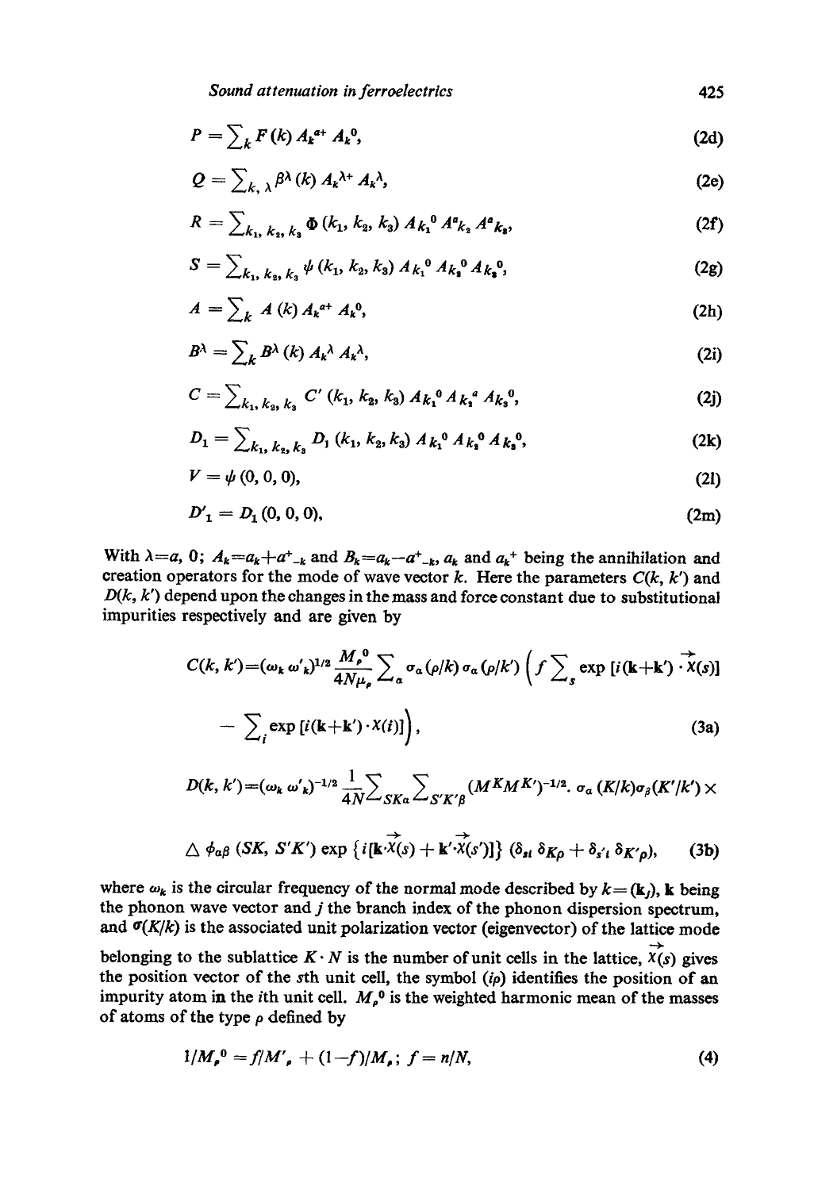$$P = \sum_{k} F(k)\, A_k^{a+} A_k^{0}, \tag{2d}$$

$$Q = \sum_{k,\,\lambda} \beta^{\lambda}(k)\, A_k^{\lambda+} A_k^{\lambda}, \tag{2e}$$

$$R = \sum_{k_1,\,k_2,\,k_3} \Phi(k_1, k_2, k_3)\, A_{k_1}^{0} A^{a}_{k_2} A^{a}_{k_3}, \tag{2f}$$

$$S = \sum_{k_1,\,k_2,\,k_3} \psi(k_1, k_2, k_3)\, A_{k_1}^{0} A_{k_2}^{0} A_{k_3}^{0}, \tag{2g}$$

$$A = \sum_{k} A(k)\, A_k^{a+} A_k^{0}, \tag{2h}$$

$$B^{\lambda} = \sum_{k} B^{\lambda}(k)\, A_k^{\lambda} A_k^{\lambda}, \tag{2i}$$

$$C = \sum_{k_1,\,k_2,\,k_3} C'(k_1, k_2, k_3)\, A_{k_1}^{0} A_{k_2}^{a} A_{k_3}^{0}, \tag{2j}$$

$$D_1 = \sum_{k_1,\,k_2,\,k_3} D_1(k_1, k_2, k_3)\, A_{k_1}^{0} A_{k_2}^{0} A_{k_3}^{0}, \tag{2k}$$

$$V = \psi(0, 0, 0), \tag{2l}$$

$$D'_1 = D_1(0, 0, 0), \tag{2m}$$

With $\lambda = a$, 0; $A_k = a_k + a^{+}_{-k}$ and $B_k = a_k - a^{+}_{-k}$, $a_k$ and $a_k^{+}$ being the annihilation and creation operators for the mode of wave vector $k$. Here the parameters $C(k, k')$ and $D(k, k')$ depend upon the changes in the mass and force constant due to substitutional impurities respectively and are given by

$$C(k, k') = (\omega_k\, \omega'_k)^{1/2} \frac{M_\rho^{0}}{4N\mu_\rho} \sum_{a} \sigma_a(\rho/k)\, \sigma_a(\rho/k') \left( f \sum_{s} \exp\,[i(\mathbf{k}+\mathbf{k}') \cdot \vec{X}(s)] - \sum_{i} \exp\,[i(\mathbf{k}+\mathbf{k}') \cdot X(i)] \right), \tag{3a}$$

$$D(k, k') = (\omega_k\, \omega'_k)^{-1/2} \frac{1}{4N} \sum_{SK\alpha} \sum_{S'K'\beta} (M^{K} M^{K'})^{-1/2} \cdot \sigma_\alpha(K/k)\, \sigma_\beta(K'/k') \times \triangle\, \phi_{\alpha\beta}(SK, S'K') \exp\left\{ i[\mathbf{k} \cdot \vec{X}(s) + \mathbf{k}' \cdot \vec{X}(s')] \right\} (\delta_{si}\, \delta_{K\rho} + \delta_{s'i}\, \delta_{K'\rho}), \tag{3b}$$

where $\omega_k$ is the circular frequency of the normal mode described by $k = (\mathbf{k}_j)$, $\mathbf{k}$ being the phonon wave vector and $j$ the branch index of the phonon dispersion spectrum, and $\sigma(K/k)$ is the associated unit polarization vector (eigenvector) of the lattice mode belonging to the sublattice $K \cdot N$ is the number of unit cells in the lattice, $\vec{X}(s)$ gives the position vector of the $s$th unit cell, the symbol $(i\rho)$ identifies the position of an impurity atom in the $i$th unit cell. $M_\rho^{0}$ is the weighted harmonic mean of the masses of atoms of the type $\rho$ defined by

$$1/M_\rho^{0} = f/M'_\rho + (1-f)/M_\rho; \; f = n/N, \tag{4}$$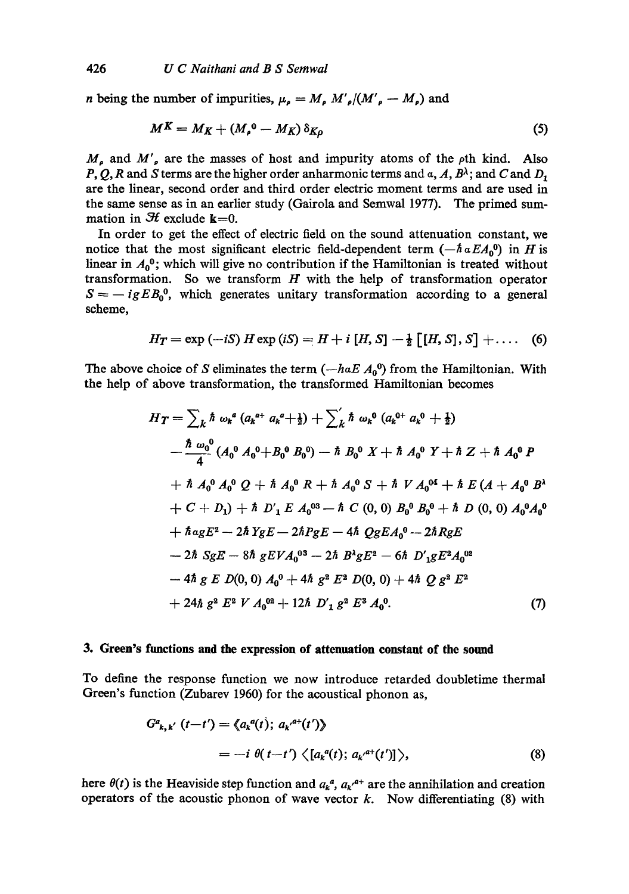$n$ being the number of impurities, $\mu_\rho = M_\rho M'_\rho/(M'_\rho - M_\rho)$ and

$$M^K = M_K + (M_\rho{}^0 - M_K)\, \delta_{K\rho} \tag{5}$$

$M_\rho$ and $M'_\rho$ are the masses of host and impurity atoms of the $\rho$th kind. Also $P, Q, R$ and $S$ terms are the higher order anharmonic terms and $a, A, B^\lambda$; and $C$ and $D_1$ are the linear, second order and third order electric moment terms and are used in the same sense as in an earlier study (Gairola and Semwal 1977). The primed summation in $\mathcal{H}$ exclude $\mathbf{k}=0$.

In order to get the effect of electric field on the sound attenuation constant, we notice that the most significant electric field-dependent term $(-\hbar\, a E A_0{}^0)$ in $H$ is linear in $A_0{}^0$; which will give no contribution if the Hamiltonian is treated without transformation. So we transform $H$ with the help of transformation operator $S = -igEB_0{}^0$, which generates unitary transformation according to a general scheme,

$$H_T = \exp(-iS)\, H \exp(iS) = H + i\,[H, S] - \tfrac{1}{2}\left[[H, S], S\right] + \ldots . \tag{6}$$

The above choice of $S$ eliminates the term $(-haE\, A_0{}^0)$ from the Hamiltonian. With the help of above transformation, the transformed Hamiltonian becomes

$$\begin{aligned}
H_T = {} & \sum_k \hbar\, \omega_k{}^a\, (a_k{}^{a+}\, a_k{}^a + \tfrac{1}{2}) + \sum_k{}' \hbar\, \omega_k{}^0\, (a_k{}^{0+}\, a_k{}^0 + \tfrac{1}{2}) \\
& - \frac{\hbar\, \omega_0{}^0}{4}\, (A_0{}^0 A_0{}^0 + B_0{}^0 B_0{}^0) - \hbar\, B_0{}^0\, X + \hbar\, A_0{}^0\, Y + \hbar\, Z + \hbar\, A_0{}^0\, P \\
& + \hbar\, A_0{}^0 A_0{}^0\, Q + \hbar\, A_0{}^0\, R + \hbar\, A_0{}^0\, S + \hbar\, V A_0{}^{04} + \hbar\, E\,(A + A_0{}^0\, B^\lambda \\
& + C + D_1) + \hbar\, D'_1\, E\, A_0{}^{03} - \hbar\, C\,(0, 0)\, B_0{}^0 B_0{}^0 + \hbar\, D\,(0, 0)\, A_0{}^0 A_0{}^0 \\
& + \hbar\, a g E^2 - 2\hbar\, Y g E - 2\hbar P g E - 4\hbar\, Q g E A_0{}^0 - 2\hbar R g E \\
& - 2\hbar\, S g E - 8\hbar\, g E V A_0{}^{03} - 2\hbar\, B^\lambda g E^2 - 6\hbar\, D'_1 g E^2 A_0{}^{02} \\
& - 4\hbar\, g\, E\, D(0, 0)\, A_0{}^0 + 4\hbar\, g^2\, E^2\, D(0, 0) + 4\hbar\, Q\, g^2\, E^2 \\
& + 24\hbar\, g^2\, E^2\, V A_0{}^{02} + 12\hbar\, D'_1\, g^2\, E^3\, A_0{}^0 .
\end{aligned} \tag{7}$$

## 3. Green's functions and the expression of attenuation constant of the sound

To define the response function we now introduce retarded doubletime thermal Green's function (Zubarev 1960) for the acoustical phonon as,

$$\begin{aligned}
G^a{}_{k,k'}\,(t-t') &= \langle\langle a_k{}^a(t);\, a_{k'}{}^{a+}(t')\rangle\rangle \\
&= -i\, \theta(t-t')\, \langle [a_k{}^a(t);\, a_{k'}{}^{a+}(t')] \rangle,
\end{aligned} \tag{8}$$

here $\theta(t)$ is the Heaviside step function and $a_k{}^a$, $a_{k'}{}^{a+}$ are the annihilation and creation operators of the acoustic phonon of wave vector $k$. Now differentiating (8) with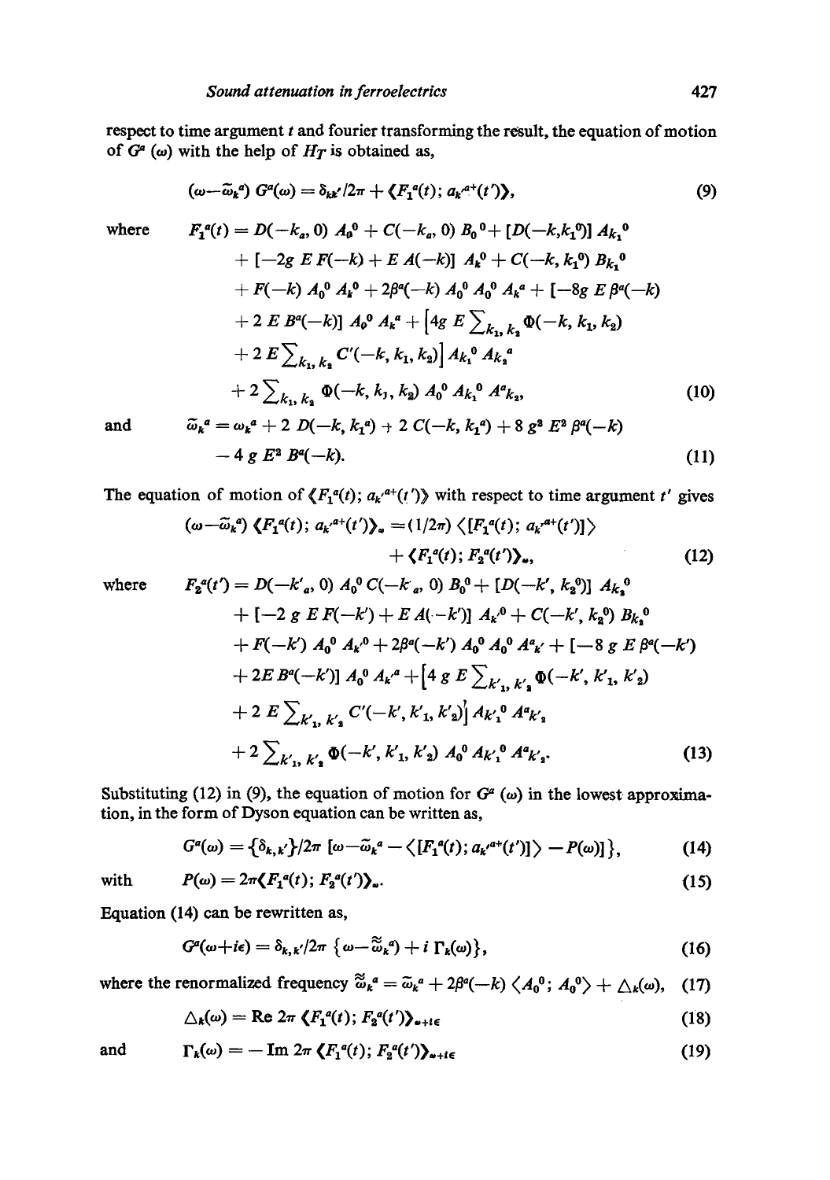respect to time argument $t$ and fourier transforming the result, the equation of motion of $G^a(\omega)$ with the help of $H_T$ is obtained as,

$$(\omega - \tilde{\omega}_k{}^a)\, G^a(\omega) = \delta_{kk'}/2\pi + \langle\langle F_1{}^a(t);\, a_{k'}{}^{a+}(t')\rangle\rangle, \tag{9}$$

where
$$\begin{aligned}
F_1{}^a(t) = {} & D(-k_a, 0)\, A_0{}^0 + C(-k_a, 0)\, B_0{}^0 + [D(-k, k_1{}^0)]\, A_{k_1}{}^0 \\
& + [-2g\, E\, F(-k) + E\, A(-k)]\, A_k{}^0 + C(-k, k_1{}^0)\, B_{k_1}{}^0 \\
& + F(-k)\, A_0{}^0\, A_k{}^0 + 2\beta^a(-k)\, A_0{}^0\, A_0{}^0\, A_k{}^a + [-8g\, E\, \beta^a(-k) \\
& + 2\, E\, B^a(-k)]\, A_0{}^0\, A_k{}^a + \Big[4g\, E \sum\nolimits_{k_1, k_2} \Phi(-k, k_1, k_2) \\
& + 2\, E \sum\nolimits_{k_1, k_2} C'(-k, k_1, k_2)\Big]\, A_{k_1}{}^0\, A_{k_2}{}^a \\
& + 2 \sum\nolimits_{k_1, k_2} \Phi(-k, k_1, k_2)\, A_0{}^0\, A_{k_1}{}^0\, A^a{}_{k_2},
\end{aligned} \tag{10}$$

and
$$\tilde{\omega}_k{}^a = \omega_k{}^a + 2\, D(-k, k_1{}^a) + 2\, C(-k, k_1{}^a) + 8\, g^2\, E^2\, \beta^a(-k) - 4\, g\, E^2\, B^a(-k). \tag{11}$$

The equation of motion of $\langle\langle F_1{}^a(t);\, a_{k'}{}^{a+}(t')\rangle\rangle$ with respect to time argument $t'$ gives

$$\begin{aligned}
(\omega - \tilde{\omega}_k{}^a)\, \langle\langle F_1{}^a(t);\, a_{k'}{}^{a+}(t')\rangle\rangle_\omega = {} & (1/2\pi)\, \langle [F_1{}^a(t);\, a_{k'}{}^{a+}(t')]\rangle \\
& + \langle\langle F_1{}^a(t);\, F_2{}^a(t')\rangle\rangle_\omega,
\end{aligned} \tag{12}$$

where
$$\begin{aligned}
F_2{}^a(t') = {} & D(-k'_a, 0)\, A_0{}^0\, C(-k'_a, 0)\, B_0{}^0 + [D(-k', k_2{}^0)]\, A_{k_2}{}^0 \\
& + [-2\, g\, E\, F(-k') + E\, A(-k')]\, A_{k'}{}^0 + C(-k', k_2{}^0)\, B_{k_2}{}^0 \\
& + F(-k')\, A_0{}^0\, A_{k'}{}^0 + 2\beta^a(-k')\, A_0{}^0\, A_0{}^0\, A^a{}_{k'} + [-8\, g\, E\, \beta^a(-k') \\
& + 2E\, B^a(-k')]\, A_0{}^0\, A_{k'}{}^a + \Big[4\, g\, E \sum\nolimits_{k'_1, k'_2} \Phi(-k', k'_1, k'_2) \\
& + 2\, E \sum\nolimits_{k'_1, k'_2} C'(-k', k'_1, k'_2)\Big]\, A_{k'_1}{}^0\, A^a{}_{k'_2} \\
& + 2 \sum\nolimits_{k'_1, k'_2} \Phi(-k', k'_1, k'_2)\, A_0{}^0\, A_{k'_1}{}^0\, A^a{}_{k'_2}.
\end{aligned} \tag{13}$$

Substituting (12) in (9), the equation of motion for $G^a(\omega)$ in the lowest approximation, in the form of Dyson equation can be written as,

$$G^a(\omega) = \{\delta_{k,k'}\}/2\pi\, [\omega - \tilde{\omega}_k{}^a - \langle [F_1{}^a(t);\, a_{k'}{}^{a+}(t')]\rangle - P(\omega)]\}, \tag{14}$$

with
$$P(\omega) = 2\pi \langle\langle F_1{}^a(t);\, F_2{}^a(t')\rangle\rangle_\omega. \tag{15}$$

Equation (14) can be rewritten as,

$$G^a(\omega + i\epsilon) = \delta_{k,k'}/2\pi\, \{\omega - \tilde{\tilde{\omega}}_k{}^a) + i\, \Gamma_k(\omega)\}, \tag{16}$$

where the renormalized frequency $\tilde{\tilde{\omega}}_k{}^a = \tilde{\omega}_k{}^a + 2\beta^a(-k)\, \langle A_0{}^0;\, A_0{}^0\rangle + \Delta_k(\omega)$, (17)

$$\Delta_k(\omega) = \mathrm{Re}\; 2\pi\, \langle\langle F_1{}^a(t);\, F_2{}^a(t')\rangle\rangle_{\omega + i\epsilon} \tag{18}$$

and
$$\Gamma_k(\omega) = -\,\mathrm{Im}\; 2\pi\, \langle\langle F_1{}^a(t);\, F_2{}^a(t')\rangle\rangle_{\omega + i\epsilon} \tag{19}$$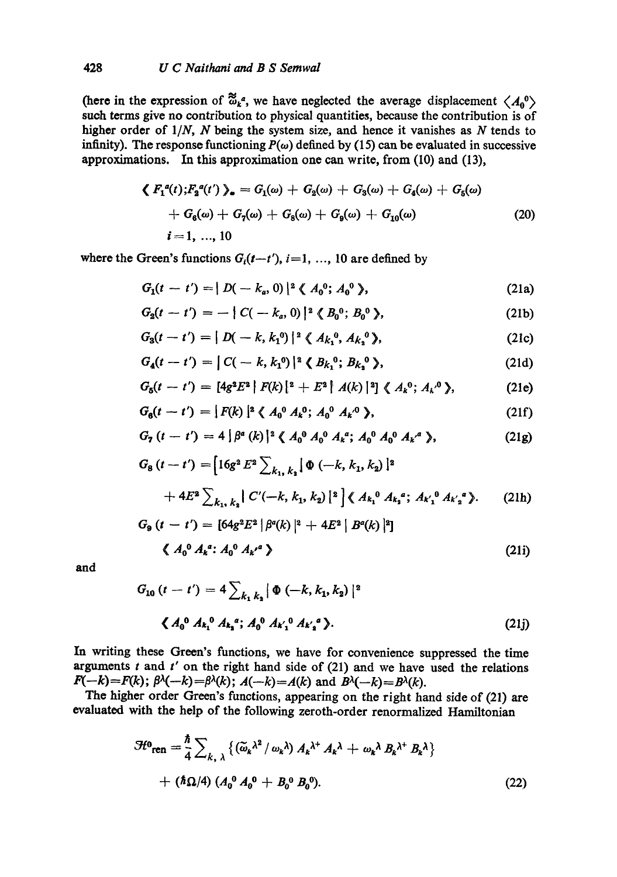(here in the expression of $\tilde{\tilde{\omega}}_k^a$, we have neglected the average displacement $\langle A_0^0 \rangle$ such terms give no contribution to physical quantities, because the contribution is of higher order of $1/N$, $N$ being the system size, and hence it vanishes as $N$ tends to infinity). The response functioning $P(\omega)$ defined by (15) can be evaluated in successive approximations. In this approximation one can write, from (10) and (13),

$$
\begin{aligned}
\langle\!\langle F_1^a(t); F_2^a(t') \rangle\!\rangle_\omega = {} & G_1(\omega) + G_2(\omega) + G_3(\omega) + G_4(\omega) + G_5(\omega) \\
& + G_6(\omega) + G_7(\omega) + G_8(\omega) + G_9(\omega) + G_{10}(\omega) \\
& i = 1, \ldots, 10
\end{aligned}
\tag{20}
$$

where the Green's functions $G_i(t-t')$, $i=1, \ldots, 10$ are defined by

$$G_1(t-t') = |D(-k_a, 0)|^2 \langle\!\langle A_0^0; A_0^0 \rangle\!\rangle, \tag{21a}$$

$$G_2(t-t') = -|C(-k_a, 0)|^2 \langle\!\langle B_0^0; B_0^0 \rangle\!\rangle, \tag{21b}$$

$$G_3(t-t') = |D(-k, k_1^0)|^2 \langle\!\langle A_{k_1}^0, A_{k_2}^0 \rangle\!\rangle, \tag{21c}$$

$$G_4(t-t') = |C(-k, k_1^0)|^2 \langle\!\langle B_{k_1}^0; B_{k_2}^0 \rangle\!\rangle, \tag{21d}$$

$$G_5(t-t') = [4g^2E^2 |F(k)|^2 + E^2 |A(k)|^2] \langle\!\langle A_k^0; A_{k'}^0 \rangle\!\rangle, \tag{21e}$$

$$G_6(t-t') = |F(k)|^2 \langle\!\langle A_0^0 A_k^0; A_0^0 A_{k'}^0 \rangle\!\rangle, \tag{21f}$$

$$G_7(t-t') = 4 |\beta^a(k)|^2 \langle\!\langle A_0^0 A_0^0 A_k^a; A_0^0 A_0^0 A_{k'}^a \rangle\!\rangle, \tag{21g}$$

$$
\begin{aligned}
G_8(t-t') = \Big[ & 16g^2E^2 \sum_{k_1, k_2} |\Phi(-k, k_1, k_2)|^2 \\
& + 4E^2 \sum_{k_1, k_2} |C'(-k, k_1, k_2)|^2 \Big] \langle\!\langle A_{k_1}^0 A_{k_2}^a; A_{k'_1}^0 A_{k'_2}^a \rangle\!\rangle.
\end{aligned}
\tag{21h}
$$

$$
\begin{aligned}
G_9(t-t') = {} & [64g^2E^2 |\beta^a(k)|^2 + 4E^2 |B^a(k)|^2] \\
& \langle\!\langle A_0^0 A_k^a : A_0^0 A_{k'}^a \rangle\!\rangle
\end{aligned}
\tag{21i}
$$

and

$$
\begin{aligned}
G_{10}(t-t') = {} & 4 \sum_{k_1 k_2} |\Phi(-k, k_1, k_2)|^2 \\
& \langle\!\langle A_0^0 A_{k_1}^0 A_{k_2}^a; A_0^0 A_{k'_1}^0 A_{k'_2}^a \rangle\!\rangle.
\end{aligned}
\tag{21j}
$$

In writing these Green's functions, we have for convenience suppressed the time arguments $t$ and $t'$ on the right hand side of (21) and we have used the relations $F(-k)=F(k)$; $\beta^\lambda(-k)=\beta^\lambda(k)$; $A(-k)=A(k)$ and $B^\lambda(-k)=B^\lambda(k)$.

The higher order Green's functions, appearing on the right hand side of (21) are evaluated with the help of the following zeroth-order renormalized Hamiltonian

$$
\begin{aligned}
\mathcal{H}^0_{\text{ren}} = {} & \frac{\hbar}{4} \sum_{k, \lambda} \{ (\tilde{\omega}_k^{\lambda 2} / \omega_k^\lambda) A_k^{\lambda +} A_k^\lambda + \omega_k^\lambda B_k^{\lambda +} B_k^\lambda \} \\
& + (\hbar\Omega/4)(A_0^0 A_0^0 + B_0^0 B_0^0).
\end{aligned}
\tag{22}
$$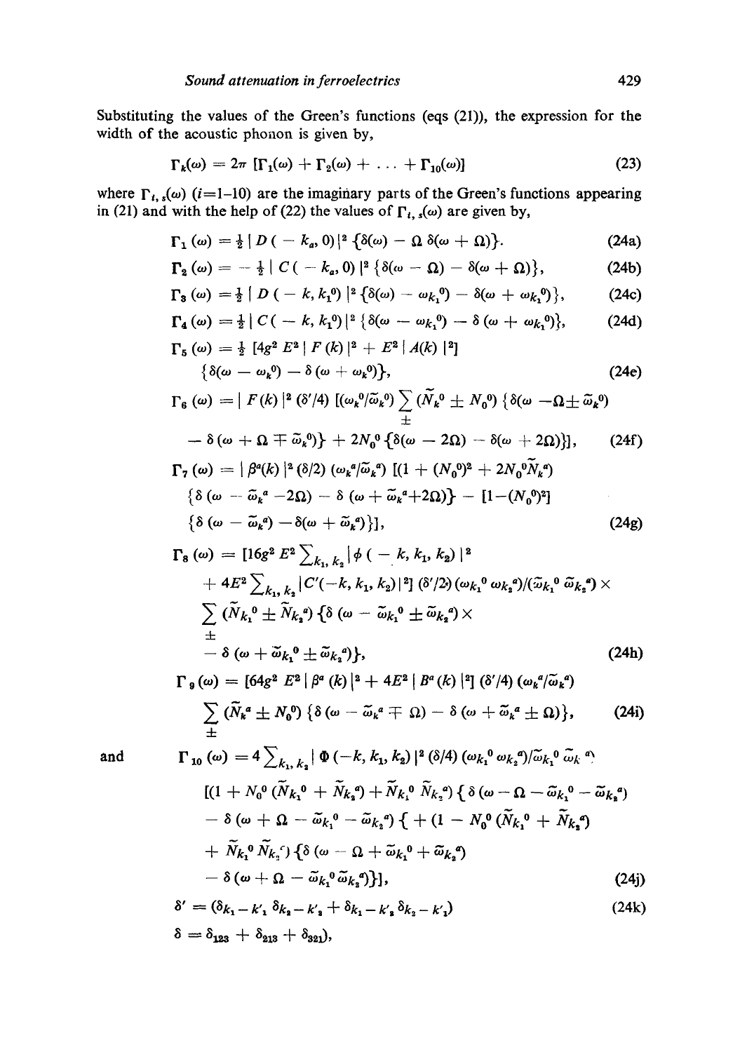Substituting the values of the Green's functions (eqs (21)), the expression for the width of the acoustic phonon is given by,

$$\Gamma_k(\omega) = 2\pi\,[\Gamma_1(\omega) + \Gamma_2(\omega) + \ldots + \Gamma_{10}(\omega)] \tag{23}$$

where $\Gamma_{i,s}(\omega)$ ($i$=1–10) are the imaginary parts of the Green's functions appearing in (21) and with the help of (22) the values of $\Gamma_{i,s}(\omega)$ are given by,

$$\Gamma_1(\omega) = \tfrac{1}{2}\,|D(-k_a, 0)|^2\,\{\delta(\omega) - \Omega\,\delta(\omega+\Omega)\}. \tag{24a}$$

$$\Gamma_2(\omega) = -\tfrac{1}{2}\,|C(-k_a, 0)|^2\,\{\delta(\omega-\Omega) - \delta(\omega+\Omega)\}, \tag{24b}$$

$$\Gamma_3(\omega) = \tfrac{1}{2}\,|D(-k, k_1^0)|^2\,\{\delta(\omega) - \omega_{k_1}{}^0) - \delta(\omega + \omega_{k_1}{}^0)\}, \tag{24c}$$

$$\Gamma_4(\omega) = \tfrac{1}{2}\,|C(-k, k_1^0)|^2\,\{\delta(\omega - \omega_{k_1}{}^0) - \delta(\omega + \omega_{k_1}{}^0)\}, \tag{24d}$$

$$\Gamma_5(\omega) = \tfrac{1}{2}\,[4g^2 E^2\,|F(k)|^2 + E^2\,|A(k)|^2]\,\{\delta(\omega - \omega_k{}^0) - \delta(\omega + \omega_k{}^0)\}, \tag{24e}$$

$$\Gamma_6(\omega) = |F(k)|^2\,(\delta'/4)\,[(\omega_k{}^0/\tilde{\omega}_k{}^0)\sum_{\pm}(\tilde{N}_k{}^0 \pm N_0{}^0)\,\{\delta(\omega - \Omega \pm \tilde{\omega}_k{}^0) - \delta(\omega + \Omega \mp \tilde{\omega}_k{}^0)\} + 2N_0{}^0\{\delta(\omega - 2\Omega) - \delta(\omega + 2\Omega)\}], \tag{24f}$$

$$\Gamma_7(\omega) = |\beta^a(k)|^2\,(\delta/2)\,(\omega_k{}^a/\tilde{\omega}_k{}^a)\,[(1 + (N_0{}^0)^2 + 2N_0{}^0\tilde{N}_k{}^a)\,\{\delta(\omega - \tilde{\omega}_k{}^a - 2\Omega) - \delta(\omega + \tilde{\omega}_k{}^a + 2\Omega)\} - [1 - (N_0{}^0)^2]\,\{\delta(\omega - \tilde{\omega}_k{}^a) - \delta(\omega + \tilde{\omega}_k{}^a)\}], \tag{24g}$$

$$\Gamma_8(\omega) = [16g^2 E^2 \sum_{k_1,k_2} |\phi(-k, k_1, k_2)|^2 + 4E^2 \sum_{k_1,k_2} |C'(-k, k_1, k_2)|^2]\,(\delta'/2)\,(\omega_{k_1}{}^0\,\omega_{k_2}{}^a)/(\tilde{\omega}_{k_1}{}^0\,\tilde{\omega}_{k_2}{}^a) \times \sum_{\pm}(\tilde{N}_{k_1}{}^0 \pm \tilde{N}_{k_2}{}^a)\,\{\delta(\omega - \tilde{\omega}_{k_1}{}^0 \pm \tilde{\omega}_{k_2}{}^a) \times - \delta(\omega + \tilde{\omega}_{k_1}{}^0 \pm \tilde{\omega}_{k_2}{}^a)\}, \tag{24h}$$

$$\Gamma_9(\omega) = [64g^2 E^2\,|\beta^a(k)|^2 + 4E^2\,|B^a(k)|^2]\,(\delta'/4)\,(\omega_k{}^a/\tilde{\omega}_k{}^a) \sum_{\pm}(\tilde{N}_k{}^a \pm N_0{}^0)\,\{\delta(\omega - \tilde{\omega}_k{}^a \mp \Omega) - \delta(\omega + \tilde{\omega}_k{}^a \pm \Omega)\}, \tag{24i}$$

and

$$\Gamma_{10}(\omega) = 4\sum_{k_1,k_2} |\Phi(-k, k_1, k_2)|^2\,(\delta/4)\,(\omega_{k_1}{}^0\,\omega_{k_2}{}^a)/\tilde{\omega}_{k_1}{}^0\,\tilde{\omega}_k{}^a\,[(1 + N_0{}^0(\tilde{N}_{k_1}{}^0 + \tilde{N}_{k_2}{}^a) + \tilde{N}_{k_1}{}^0\,\tilde{N}_{k_2}{}^a)\,\{\delta(\omega - \Omega - \tilde{\omega}_{k_1}{}^0 - \tilde{\omega}_{k_2}{}^a) - \delta(\omega + \Omega - \tilde{\omega}_{k_1}{}^0 - \tilde{\omega}_{k_2}{}^a)\{ + (1 - N_0{}^0(\tilde{N}_{k_1}{}^0 + \tilde{N}_{k_2}{}^a) + \tilde{N}_{k_1}{}^0\,\tilde{N}_{k_2}{}^a)\{\delta(\omega - \Omega + \tilde{\omega}_{k_1}{}^0 + \tilde{\omega}_{k_2}{}^a) - \delta(\omega + \Omega - \tilde{\omega}_{k_1}{}^0\tilde{\omega}_{k_2}{}^a)\}], \tag{24j}$$

$$\delta' = (\delta_{k_1 - k'_1}\,\delta_{k_2 - k'_2} + \delta_{k_1 - k'_2}\,\delta_{k_2 - k'_1}) \tag{24k}$$

$$\delta = \delta_{123} + \delta_{213} + \delta_{321}),$$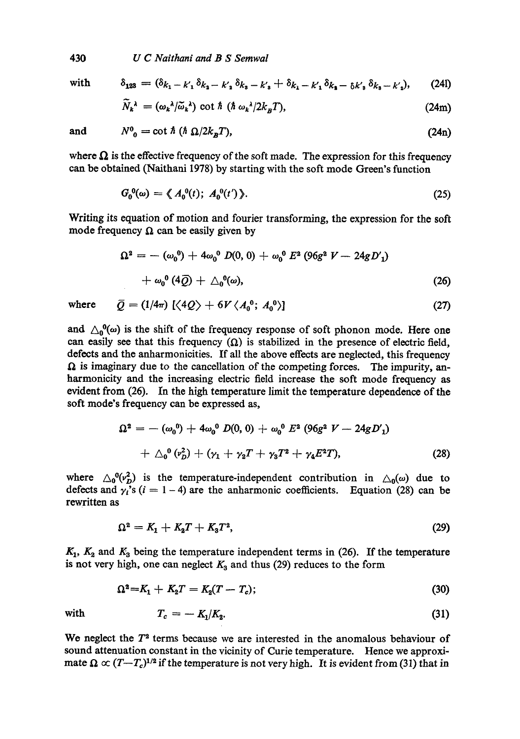with $$\delta_{123} = (\delta_{k_1 - k'_1} \delta_{k_2 - k'_2} \delta_{k_3 - k'_3} + \delta_{k_1 - k'_1} \delta_{k_2 - \delta k'_3} \delta_{k_3 - k'_2}), \tag{24l}$$

$$\tilde{N}_k^\lambda = (\omega_k^\lambda / \tilde{\omega}_k^\lambda) \cot \hbar \, (\hbar \, \omega_k^\lambda / 2k_B T), \tag{24m}$$

and $$N^0_0 = \cot \hbar \, (\hbar \, \Omega / 2k_B T), \tag{24n}$$

where $\Omega$ is the effective frequency of the soft made. The expression for this frequency can be obtained (Naithani 1978) by starting with the soft mode Green's function

$$G_0^0(\omega) = \langle\langle A_0^0(t); \; A_0^0(t') \rangle\rangle. \tag{25}$$

Writing its equation of motion and fourier transforming, the expression for the soft mode frequency $\Omega$ can be easily given by

$$\Omega^2 = -(\omega_0^0) + 4\omega_0^0 \, D(0, 0) + \omega_0^0 \, E^2 \, (96g^2 \, V - 24g D'_1) + \omega_0^0 \, (4\bar{Q}) + \triangle_0^0(\omega), \tag{26}$$

where $$\bar{Q} = (1/4\pi) \, [\langle 4Q \rangle + 6V \langle A_0^0; \; A_0^0 \rangle] \tag{27}$$

and $\triangle_0^0(\omega)$ is the shift of the frequency response of soft phonon mode. Here one can easily see that this frequency ($\Omega$) is stabilized in the presence of electric field, defects and the anharmonicities. If all the above effects are neglected, this frequency $\Omega$ is imaginary due to the cancellation of the competing forces. The impurity, anharmonicity and the increasing electric field increase the soft mode frequency as evident from (26). In the high temperature limit the temperature dependence of the soft mode's frequency can be expressed as,

$$\Omega^2 = -(\omega_0^0) + 4\omega_0^0 \, D(0, 0) + \omega_0^0 \, E^2 \, (96g^2 \, V - 24g D'_1) + \triangle_0^0 \, (\nu_D^2) + (\gamma_1 + \gamma_2 T + \gamma_3 T^2 + \gamma_4 E^2 T), \tag{28}$$

where $\triangle_0^0(\nu_D^2)$ is the temperature-independent contribution in $\triangle_0(\omega)$ due to defects and $\gamma_i$'s ($i = 1-4$) are the anharmonic coefficients. Equation (28) can be rewritten as

$$\Omega^2 = K_1 + K_2 T + K_3 T^2, \tag{29}$$

$K_1$, $K_2$ and $K_3$ being the temperature independent terms in (26). If the temperature is not very high, one can neglect $K_3$ and thus (29) reduces to the form

$$\Omega^2 = K_1 + K_2 T = K_2(T - T_c); \tag{30}$$

with $$T_c = -K_1/K_2. \tag{31}$$

We neglect the $T^2$ terms because we are interested in the anomalous behaviour of sound attenuation constant in the vicinity of Curie temperature. Hence we approximate $\Omega \propto (T - T_c)^{1/2}$ if the temperature is not very high. It is evident from (31) that in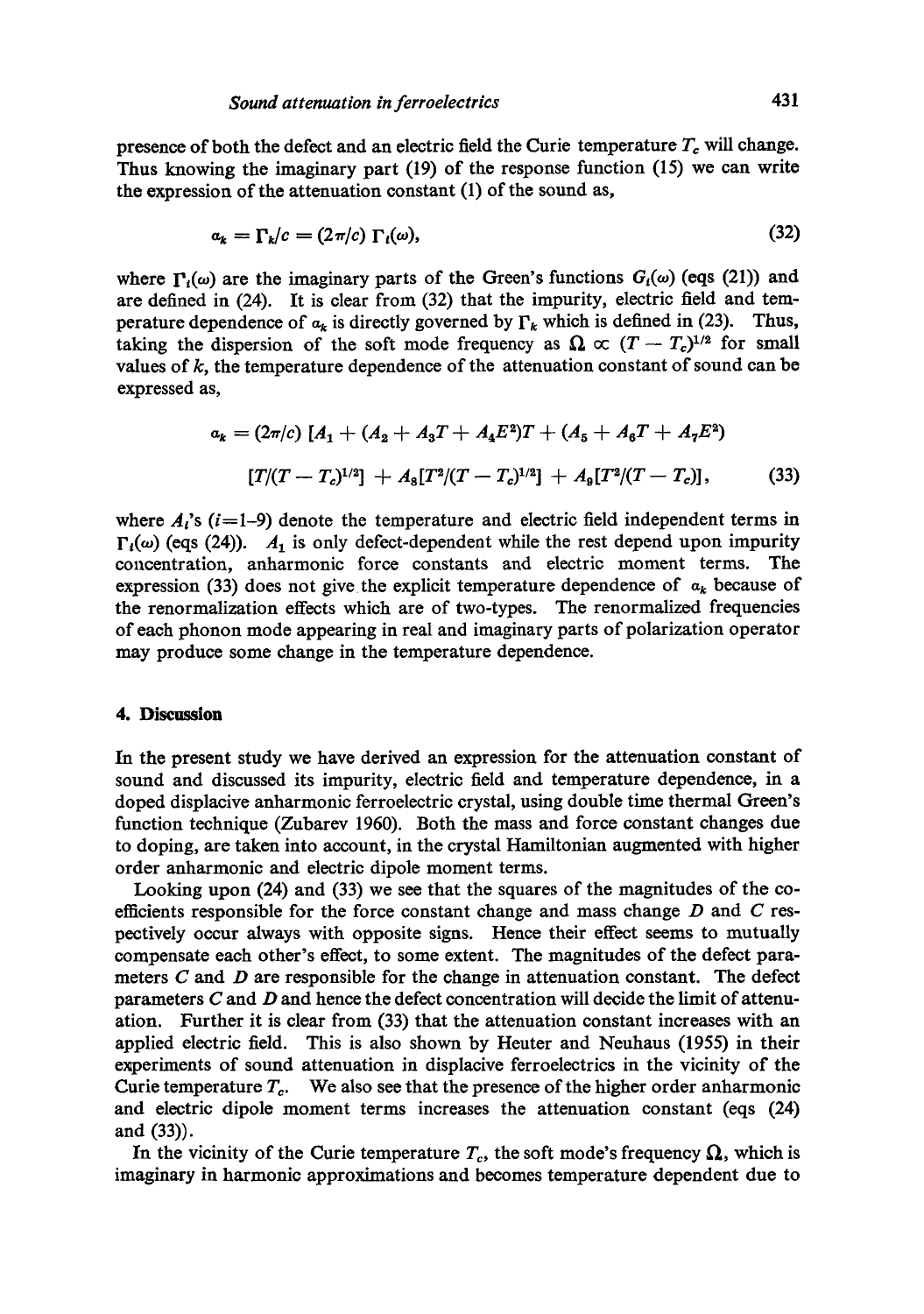presence of both the defect and an electric field the Curie temperature $T_c$ will change. Thus knowing the imaginary part (19) of the response function (15) we can write the expression of the attenuation constant (1) of the sound as,

$$a_k = \Gamma_k/c = (2\pi/c)\, \Gamma_i(\omega), \tag{32}$$

where $\Gamma_i(\omega)$ are the imaginary parts of the Green's functions $G_i(\omega)$ (eqs (21)) and are defined in (24). It is clear from (32) that the impurity, electric field and temperature dependence of $a_k$ is directly governed by $\Gamma_k$ which is defined in (23). Thus, taking the dispersion of the soft mode frequency as $\Omega \propto (T - T_c)^{1/2}$ for small values of $k$, the temperature dependence of the attenuation constant of sound can be expressed as,

$$a_k = (2\pi/c)\, [A_1 + (A_2 + A_3 T + A_4 E^2)T + (A_5 + A_6 T + A_7 E^2)$$
$$[T/(T - T_c)^{1/2}] + A_8[T^2/(T - T_c)^{1/2}] + A_9[T^2/(T - T_c)], \tag{33}$$

where $A_i$'s ($i$=1–9) denote the temperature and electric field independent terms in $\Gamma_i(\omega)$ (eqs (24)). $A_1$ is only defect-dependent while the rest depend upon impurity concentration, anharmonic force constants and electric moment terms. The expression (33) does not give the explicit temperature dependence of $a_k$ because of the renormalization effects which are of two-types. The renormalized frequencies of each phonon mode appearing in real and imaginary parts of polarization operator may produce some change in the temperature dependence.

## 4. Discussion

In the present study we have derived an expression for the attenuation constant of sound and discussed its impurity, electric field and temperature dependence, in a doped displacive anharmonic ferroelectric crystal, using double time thermal Green's function technique (Zubarev 1960). Both the mass and force constant changes due to doping, are taken into account, in the crystal Hamiltonian augmented with higher order anharmonic and electric dipole moment terms.

Looking upon (24) and (33) we see that the squares of the magnitudes of the coefficients responsible for the force constant change and mass change $D$ and $C$ respectively occur always with opposite signs. Hence their effect seems to mutually compensate each other's effect, to some extent. The magnitudes of the defect parameters $C$ and $D$ are responsible for the change in attenuation constant. The defect parameters $C$ and $D$ and hence the defect concentration will decide the limit of attenuation. Further it is clear from (33) that the attenuation constant increases with an applied electric field. This is also shown by Heuter and Neuhaus (1955) in their experiments of sound attenuation in displacive ferroelectrics in the vicinity of the Curie temperature $T_c$. We also see that the presence of the higher order anharmonic and electric dipole moment terms increases the attenuation constant (eqs (24) and (33)).

In the vicinity of the Curie temperature $T_c$, the soft mode's frequency $\Omega$, which is imaginary in harmonic approximations and becomes temperature dependent due to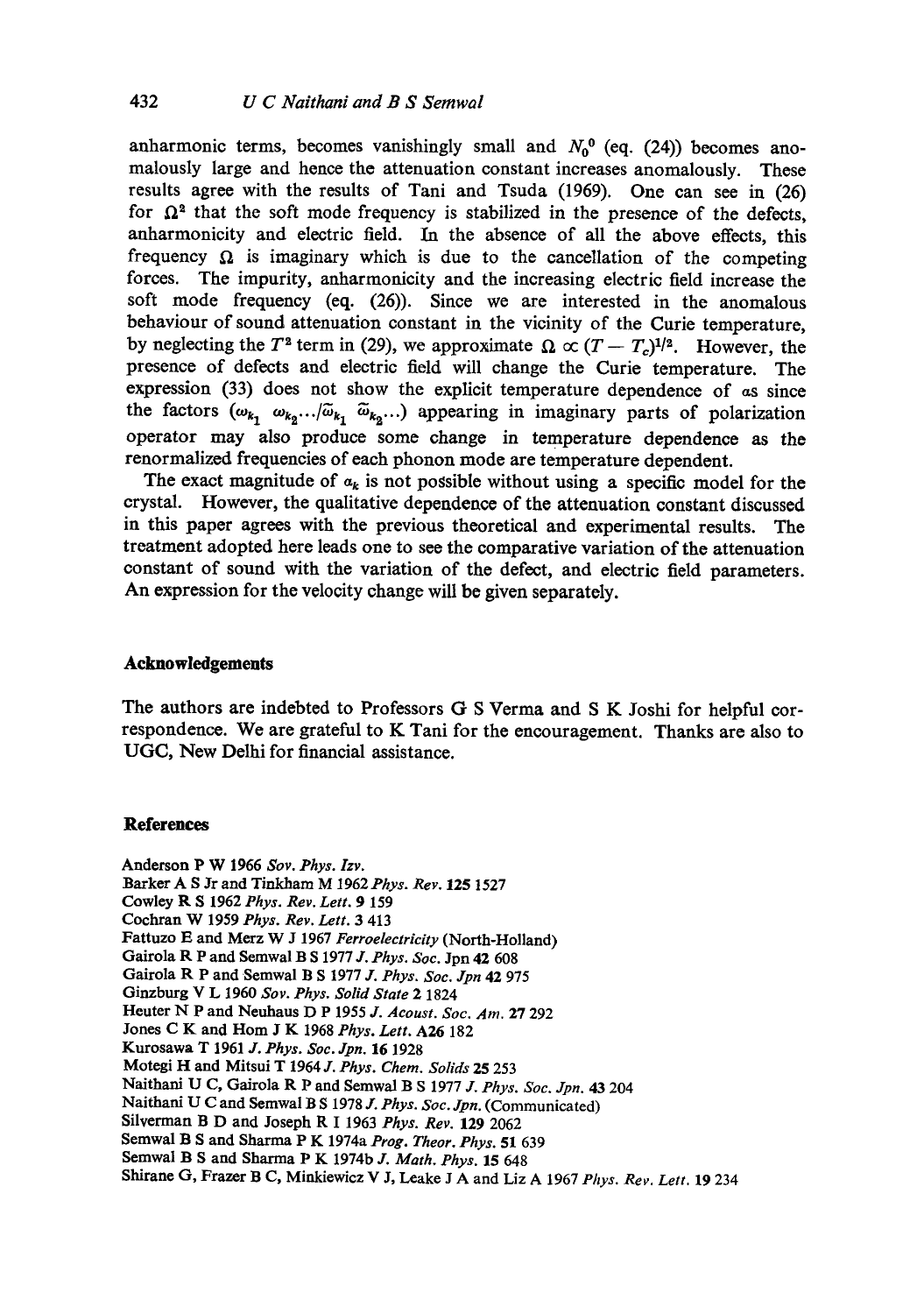anharmonic terms, becomes vanishingly small and $N_0^0$ (eq. (24)) becomes anomalously large and hence the attenuation constant increases anomalously. These results agree with the results of Tani and Tsuda (1969). One can see in (26) for $\Omega^2$ that the soft mode frequency is stabilized in the presence of the defects, anharmonicity and electric field. In the absence of all the above effects, this frequency $\Omega$ is imaginary which is due to the cancellation of the competing forces. The impurity, anharmonicity and the increasing electric field increase the soft mode frequency (eq. (26)). Since we are interested in the anomalous behaviour of sound attenuation constant in the vicinity of the Curie temperature, by neglecting the $T^2$ term in (29), we approximate $\Omega \propto (T - T_c)^{1/2}$. However, the presence of defects and electric field will change the Curie temperature. The expression (33) does not show the explicit temperature dependence of $\alpha$s since the factors $(\omega_{k_1}\ \omega_{k_2} \ldots / \tilde{\omega}_{k_1}\ \tilde{\omega}_{k_2} \ldots)$ appearing in imaginary parts of polarization operator may also produce some change in temperature dependence as the renormalized frequencies of each phonon mode are temperature dependent.

The exact magnitude of $\alpha_k$ is not possible without using a specific model for the crystal. However, the qualitative dependence of the attenuation constant discussed in this paper agrees with the previous theoretical and experimental results. The treatment adopted here leads one to see the comparative variation of the attenuation constant of sound with the variation of the defect, and electric field parameters. An expression for the velocity change will be given separately.

## Acknowledgements

The authors are indebted to Professors G S Verma and S K Joshi for helpful correspondence. We are grateful to K Tani for the encouragement. Thanks are also to UGC, New Delhi for financial assistance.

## References

Anderson P W 1966 *Sov. Phys. Izv.*
Barker A S Jr and Tinkham M 1962 *Phys. Rev.* **125** 1527
Cowley R S 1962 *Phys. Rev. Lett.* **9** 159
Cochran W 1959 *Phys. Rev. Lett.* **3** 413
Fattuzo E and Merz W J 1967 *Ferroelectricity* (North-Holland)
Gairola R P and Semwal B S 1977 *J. Phys. Soc.* Jpn **42** 608
Gairola R P and Semwal B S 1977 *J. Phys. Soc. Jpn* **42** 975
Ginzburg V L 1960 *Sov. Phys. Solid State* **2** 1824
Heuter N P and Neuhaus D P 1955 *J. Acoust. Soc. Am.* **27** 292
Jones C K and Hom J K 1968 *Phys. Lett.* **A26** 182
Kurosawa T 1961 *J. Phys. Soc. Jpn.* **16** 1928
Motegi H and Mitsui T 1964 *J. Phys. Chem. Solids* **25** 253
Naithani U C, Gairola R P and Semwal B S 1977 *J. Phys. Soc. Jpn.* **43** 204
Naithani U C and Semwal B S 1978 *J. Phys. Soc. Jpn.* (Communicated)
Silverman B D and Joseph R I 1963 *Phys. Rev.* **129** 2062
Semwal B S and Sharma P K 1974a *Prog. Theor. Phys.* **51** 639
Semwal B S and Sharma P K 1974b *J. Math. Phys.* **15** 648
Shirane G, Frazer B C, Minkiewicz V J, Leake J A and Liz A 1967 *Phys. Rev. Lett.* **19** 234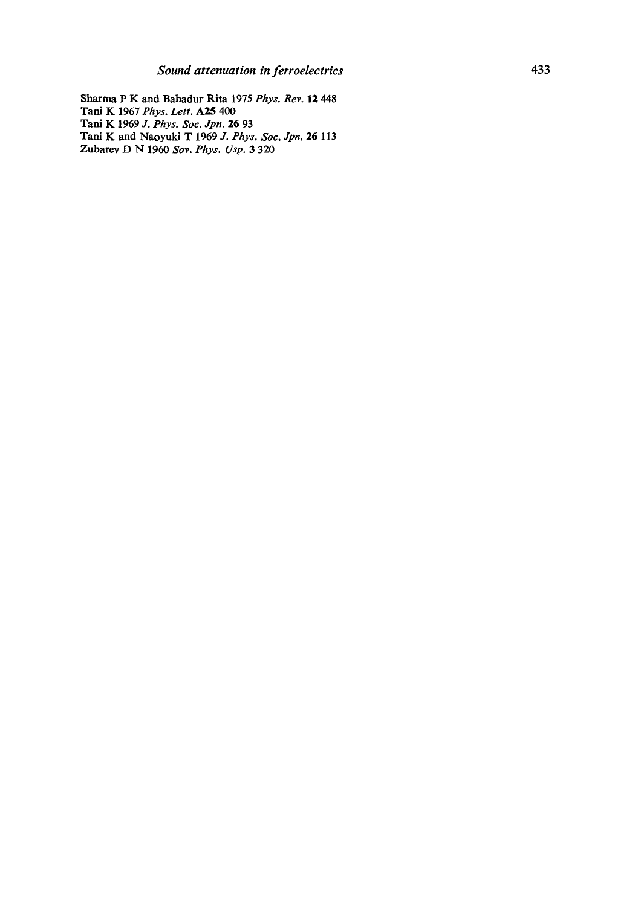Sharma P K and Bahadur Rita 1975 *Phys. Rev.* **12** 448

Tani K 1967 *Phys. Lett.* **A25** 400

Tani K 1969 *J. Phys. Soc. Jpn.* **26** 93

Tani K and Naoyuki T 1969 *J. Phys. Soc. Jpn.* **26** 113

Zubarev D N 1960 *Sov. Phys. Usp.* **3** 320